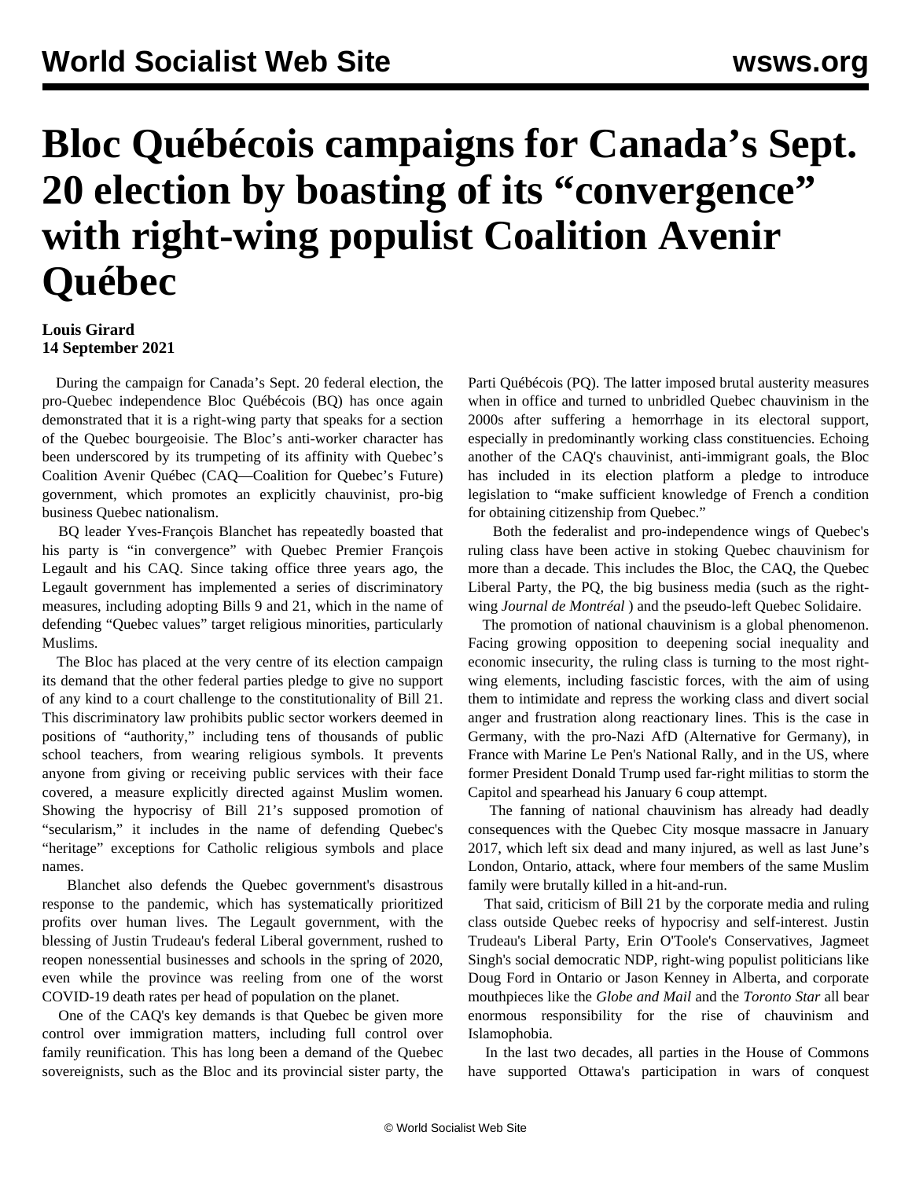# Bloc Québécois campaigns for Canada's Sept. 20 election by boasting of its "convergence" with right-wing populist Coalition Avenir Québec

**Louis Girard**
**14 September 2021**

During the campaign for Canada's Sept. 20 federal election, the pro-Quebec independence Bloc Québécois (BQ) has once again demonstrated that it is a right-wing party that speaks for a section of the Quebec bourgeoisie. The Bloc's anti-worker character has been underscored by its trumpeting of its affinity with Quebec's Coalition Avenir Québec (CAQ—Coalition for Quebec's Future) government, which promotes an explicitly chauvinist, pro-big business Quebec nationalism.

BQ leader Yves-François Blanchet has repeatedly boasted that his party is "in convergence" with Quebec Premier François Legault and his CAQ. Since taking office three years ago, the Legault government has implemented a series of discriminatory measures, including adopting Bills 9 and 21, which in the name of defending "Quebec values" target religious minorities, particularly Muslims.

The Bloc has placed at the very centre of its election campaign its demand that the other federal parties pledge to give no support of any kind to a court challenge to the constitutionality of Bill 21. This discriminatory law prohibits public sector workers deemed in positions of "authority," including tens of thousands of public school teachers, from wearing religious symbols. It prevents anyone from giving or receiving public services with their face covered, a measure explicitly directed against Muslim women. Showing the hypocrisy of Bill 21's supposed promotion of "secularism," it includes in the name of defending Quebec's "heritage" exceptions for Catholic religious symbols and place names.

Blanchet also defends the Quebec government's disastrous response to the pandemic, which has systematically prioritized profits over human lives. The Legault government, with the blessing of Justin Trudeau's federal Liberal government, rushed to reopen nonessential businesses and schools in the spring of 2020, even while the province was reeling from one of the worst COVID-19 death rates per head of population on the planet.

One of the CAQ's key demands is that Quebec be given more control over immigration matters, including full control over family reunification. This has long been a demand of the Quebec sovereignists, such as the Bloc and its provincial sister party, the Parti Québécois (PQ). The latter imposed brutal austerity measures when in office and turned to unbridled Quebec chauvinism in the 2000s after suffering a hemorrhage in its electoral support, especially in predominantly working class constituencies. Echoing another of the CAQ's chauvinist, anti-immigrant goals, the Bloc has included in its election platform a pledge to introduce legislation to "make sufficient knowledge of French a condition for obtaining citizenship from Quebec."

Both the federalist and pro-independence wings of Quebec's ruling class have been active in stoking Quebec chauvinism for more than a decade. This includes the Bloc, the CAQ, the Quebec Liberal Party, the PQ, the big business media (such as the right-wing *Journal de Montréal* ) and the pseudo-left Quebec Solidaire.

The promotion of national chauvinism is a global phenomenon. Facing growing opposition to deepening social inequality and economic insecurity, the ruling class is turning to the most right-wing elements, including fascistic forces, with the aim of using them to intimidate and repress the working class and divert social anger and frustration along reactionary lines. This is the case in Germany, with the pro-Nazi AfD (Alternative for Germany), in France with Marine Le Pen's National Rally, and in the US, where former President Donald Trump used far-right militias to storm the Capitol and spearhead his January 6 coup attempt.

The fanning of national chauvinism has already had deadly consequences with the Quebec City mosque massacre in January 2017, which left six dead and many injured, as well as last June's London, Ontario, attack, where four members of the same Muslim family were brutally killed in a hit-and-run.

That said, criticism of Bill 21 by the corporate media and ruling class outside Quebec reeks of hypocrisy and self-interest. Justin Trudeau's Liberal Party, Erin O'Toole's Conservatives, Jagmeet Singh's social democratic NDP, right-wing populist politicians like Doug Ford in Ontario or Jason Kenney in Alberta, and corporate mouthpieces like the *Globe and Mail* and the *Toronto Star* all bear enormous responsibility for the rise of chauvinism and Islamophobia.

In the last two decades, all parties in the House of Commons have supported Ottawa's participation in wars of conquest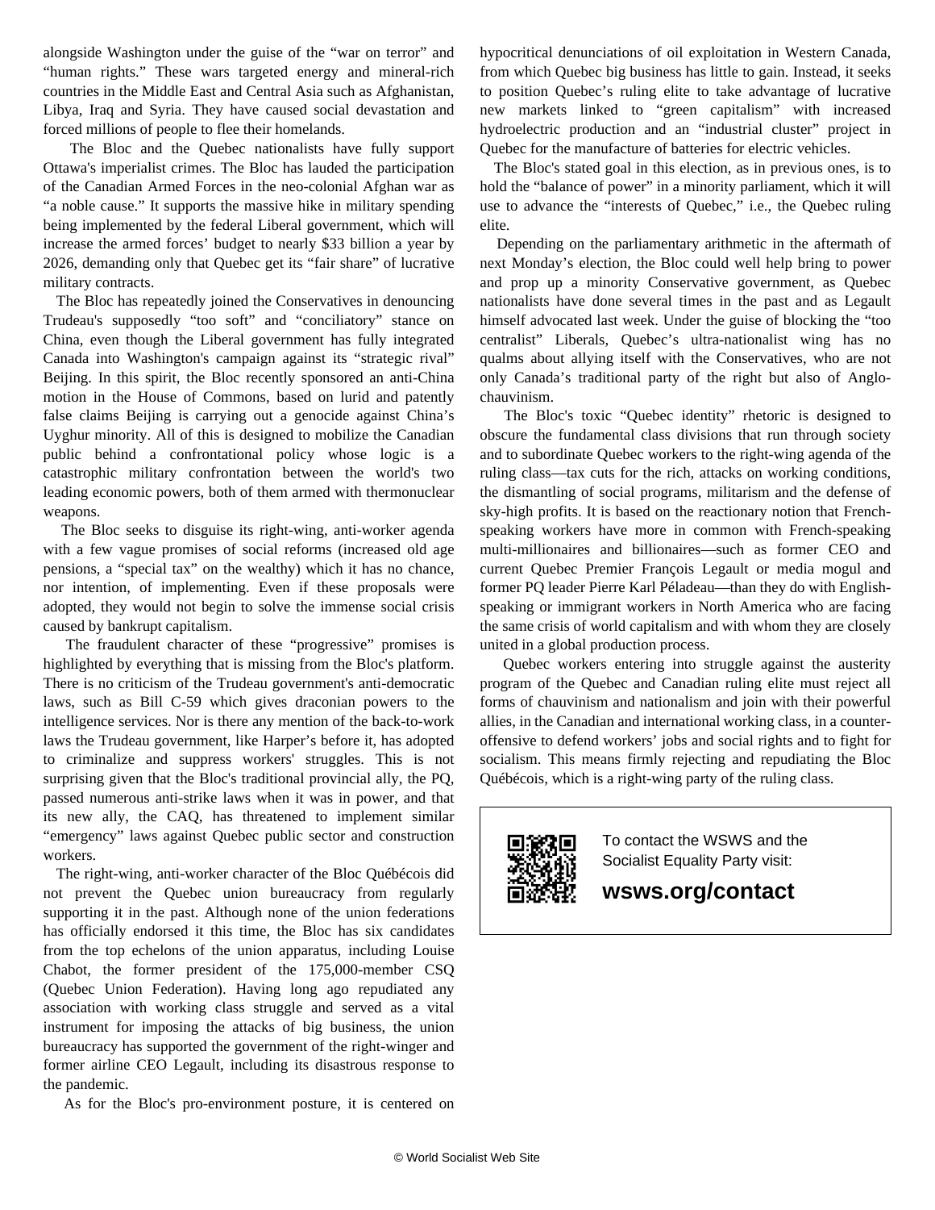alongside Washington under the guise of the "war on terror" and "human rights." These wars targeted energy and mineral-rich countries in the Middle East and Central Asia such as Afghanistan, Libya, Iraq and Syria. They have caused social devastation and forced millions of people to flee their homelands.

The Bloc and the Quebec nationalists have fully support Ottawa's imperialist crimes. The Bloc has lauded the participation of the Canadian Armed Forces in the neo-colonial Afghan war as "a noble cause." It supports the massive hike in military spending being implemented by the federal Liberal government, which will increase the armed forces' budget to nearly $33 billion a year by 2026, demanding only that Quebec get its "fair share" of lucrative military contracts.

The Bloc has repeatedly joined the Conservatives in denouncing Trudeau's supposedly "too soft" and "conciliatory" stance on China, even though the Liberal government has fully integrated Canada into Washington's campaign against its "strategic rival" Beijing. In this spirit, the Bloc recently sponsored an anti-China motion in the House of Commons, based on lurid and patently false claims Beijing is carrying out a genocide against China's Uyghur minority. All of this is designed to mobilize the Canadian public behind a confrontational policy whose logic is a catastrophic military confrontation between the world's two leading economic powers, both of them armed with thermonuclear weapons.

The Bloc seeks to disguise its right-wing, anti-worker agenda with a few vague promises of social reforms (increased old age pensions, a "special tax" on the wealthy) which it has no chance, nor intention, of implementing. Even if these proposals were adopted, they would not begin to solve the immense social crisis caused by bankrupt capitalism.

The fraudulent character of these "progressive" promises is highlighted by everything that is missing from the Bloc's platform. There is no criticism of the Trudeau government's anti-democratic laws, such as Bill C-59 which gives draconian powers to the intelligence services. Nor is there any mention of the back-to-work laws the Trudeau government, like Harper's before it, has adopted to criminalize and suppress workers' struggles. This is not surprising given that the Bloc's traditional provincial ally, the PQ, passed numerous anti-strike laws when it was in power, and that its new ally, the CAQ, has threatened to implement similar "emergency" laws against Quebec public sector and construction workers.

The right-wing, anti-worker character of the Bloc Québécois did not prevent the Quebec union bureaucracy from regularly supporting it in the past. Although none of the union federations has officially endorsed it this time, the Bloc has six candidates from the top echelons of the union apparatus, including Louise Chabot, the former president of the 175,000-member CSQ (Quebec Union Federation). Having long ago repudiated any association with working class struggle and served as a vital instrument for imposing the attacks of big business, the union bureaucracy has supported the government of the right-winger and former airline CEO Legault, including its disastrous response to the pandemic.

As for the Bloc's pro-environment posture, it is centered on hypocritical denunciations of oil exploitation in Western Canada, from which Quebec big business has little to gain. Instead, it seeks to position Quebec's ruling elite to take advantage of lucrative new markets linked to "green capitalism" with increased hydroelectric production and an "industrial cluster" project in Quebec for the manufacture of batteries for electric vehicles.

The Bloc's stated goal in this election, as in previous ones, is to hold the "balance of power" in a minority parliament, which it will use to advance the "interests of Quebec," i.e., the Quebec ruling elite.

Depending on the parliamentary arithmetic in the aftermath of next Monday's election, the Bloc could well help bring to power and prop up a minority Conservative government, as Quebec nationalists have done several times in the past and as Legault himself advocated last week. Under the guise of blocking the "too centralist" Liberals, Quebec's ultra-nationalist wing has no qualms about allying itself with the Conservatives, who are not only Canada's traditional party of the right but also of Anglo-chauvinism.

The Bloc's toxic "Quebec identity" rhetoric is designed to obscure the fundamental class divisions that run through society and to subordinate Quebec workers to the right-wing agenda of the ruling class—tax cuts for the rich, attacks on working conditions, the dismantling of social programs, militarism and the defense of sky-high profits. It is based on the reactionary notion that French-speaking workers have more in common with French-speaking multi-millionaires and billionaires—such as former CEO and current Quebec Premier François Legault or media mogul and former PQ leader Pierre Karl Péladeau—than they do with English-speaking or immigrant workers in North America who are facing the same crisis of world capitalism and with whom they are closely united in a global production process.

Quebec workers entering into struggle against the austerity program of the Quebec and Canadian ruling elite must reject all forms of chauvinism and nationalism and join with their powerful allies, in the Canadian and international working class, in a counter-offensive to defend workers' jobs and social rights and to fight for socialism. This means firmly rejecting and repudiating the Bloc Québécois, which is a right-wing party of the ruling class.

To contact the WSWS and the Socialist Equality Party visit:

**wsws.org/contact**